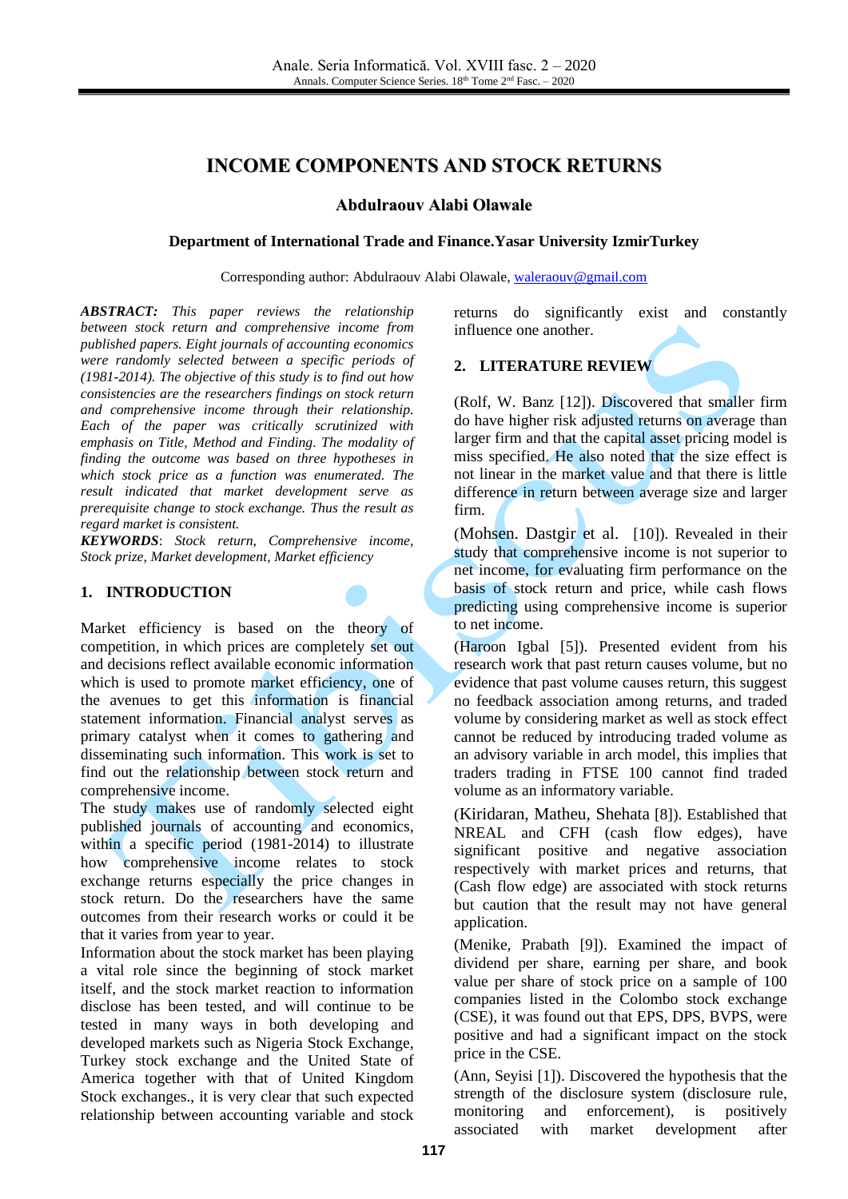# INCOME COMPONENTS AND STOCK RETURNS

**Abdulraouv Alabi Olawale**

**Department of International Trade and Finance.Yasar University IzmirTurkey**

Corresponding author: Abdulraouv Alabi Olawale, waleraouv@gmail.com

***ABSTRACT:*** *This paper reviews the relationship between stock return and comprehensive income from published papers. Eight journals of accounting economics were randomly selected between a specific periods of (1981-2014). The objective of this study is to find out how consistencies are the researchers findings on stock return and comprehensive income through their relationship. Each of the paper was critically scrutinized with emphasis on Title, Method and Finding. The modality of finding the outcome was based on three hypotheses in which stock price as a function was enumerated. The result indicated that market development serve as prerequisite change to stock exchange. Thus the result as regard market is consistent.*

***KEYWORDS***: *Stock return, Comprehensive income, Stock prize, Market development, Market efficiency*

## 1. INTRODUCTION

Market efficiency is based on the theory of competition, in which prices are completely set out and decisions reflect available economic information which is used to promote market efficiency, one of the avenues to get this information is financial statement information. Financial analyst serves as primary catalyst when it comes to gathering and disseminating such information. This work is set to find out the relationship between stock return and comprehensive income.

The study makes use of randomly selected eight published journals of accounting and economics, within a specific period (1981-2014) to illustrate how comprehensive income relates to stock exchange returns especially the price changes in stock return. Do the researchers have the same outcomes from their research works or could it be that it varies from year to year.

Information about the stock market has been playing a vital role since the beginning of stock market itself, and the stock market reaction to information disclose has been tested, and will continue to be tested in many ways in both developing and developed markets such as Nigeria Stock Exchange, Turkey stock exchange and the United State of America together with that of United Kingdom Stock exchanges., it is very clear that such expected relationship between accounting variable and stock returns do significantly exist and constantly influence one another.

## 2. LITERATURE REVIEW

(Rolf, W. Banz [12]). Discovered that smaller firm do have higher risk adjusted returns on average than larger firm and that the capital asset pricing model is miss specified. He also noted that the size effect is not linear in the market value and that there is little difference in return between average size and larger firm.

(Mohsen. Dastgir et al. [10]). Revealed in their study that comprehensive income is not superior to net income, for evaluating firm performance on the basis of stock return and price, while cash flows predicting using comprehensive income is superior to net income.

(Haroon Igbal [5]). Presented evident from his research work that past return causes volume, but no evidence that past volume causes return, this suggest no feedback association among returns, and traded volume by considering market as well as stock effect cannot be reduced by introducing traded volume as an advisory variable in arch model, this implies that traders trading in FTSE 100 cannot find traded volume as an informatory variable.

(Kiridaran, Matheu, Shehata [8]). Established that NREAL and CFH (cash flow edges), have significant positive and negative association respectively with market prices and returns, that (Cash flow edge) are associated with stock returns but caution that the result may not have general application.

(Menike, Prabath [9]). Examined the impact of dividend per share, earning per share, and book value per share of stock price on a sample of 100 companies listed in the Colombo stock exchange (CSE), it was found out that EPS, DPS, BVPS, were positive and had a significant impact on the stock price in the CSE.

(Ann, Seyisi [1]). Discovered the hypothesis that the strength of the disclosure system (disclosure rule, monitoring and enforcement), is positively associated with market development after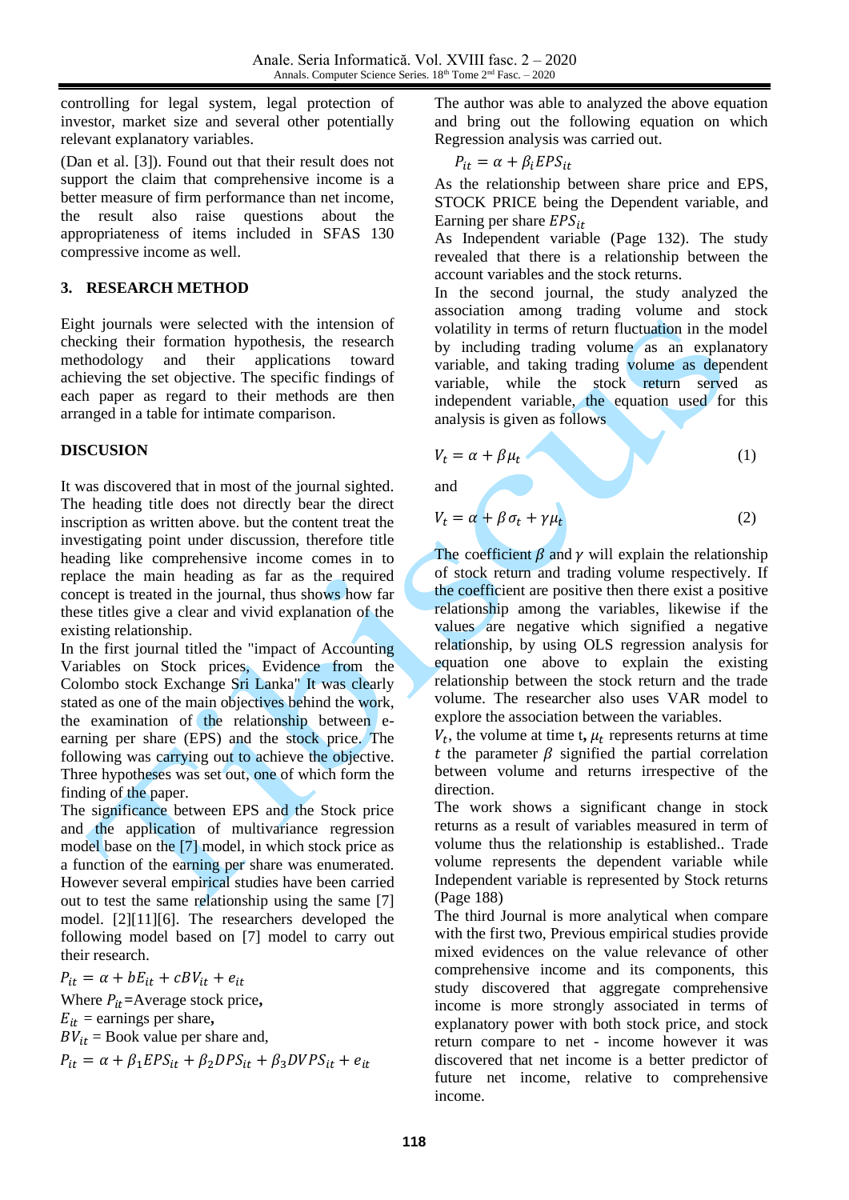controlling for legal system, legal protection of investor, market size and several other potentially relevant explanatory variables.

(Dan et al. [3]). Found out that their result does not support the claim that comprehensive income is a better measure of firm performance than net income, the result also raise questions about the appropriateness of items included in SFAS 130 compressive income as well.

## 3. RESEARCH METHOD

Eight journals were selected with the intension of checking their formation hypothesis, the research methodology and their applications toward achieving the set objective. The specific findings of each paper as regard to their methods are then arranged in a table for intimate comparison.

## DISCUSION

It was discovered that in most of the journal sighted. The heading title does not directly bear the direct inscription as written above. but the content treat the investigating point under discussion, therefore title heading like comprehensive income comes in to replace the main heading as far as the required concept is treated in the journal, thus shows how far these titles give a clear and vivid explanation of the existing relationship.

In the first journal titled the "impact of Accounting Variables on Stock prices, Evidence from the Colombo stock Exchange Sri Lanka" It was clearly stated as one of the main objectives behind the work, the examination of the relationship between e-earning per share (EPS) and the stock price. The following was carrying out to achieve the objective. Three hypotheses was set out, one of which form the finding of the paper.

The significance between EPS and the Stock price and the application of multivariance regression model base on the [7] model, in which stock price as a function of the earning per share was enumerated. However several empirical studies have been carried out to test the same relationship using the same [7] model. [2][11][6]. The researchers developed the following model based on [7] model to carry out their research.

$$P_{it} = \alpha + bE_{it} + cBV_{it} + e_{it}$$

Where $P_{it}$=Average stock price,

$E_{it}$ = earnings per share,

$BV_{it}$ = Book value per share and,

$$P_{it} = \alpha + \beta_1 EPS_{it} + \beta_2 DPS_{it} + \beta_3 DVPS_{it} + e_{it}$$

The author was able to analyzed the above equation and bring out the following equation on which Regression analysis was carried out.

$$P_{it} = \alpha + \beta_i EPS_{it}$$

As the relationship between share price and EPS, STOCK PRICE being the Dependent variable, and Earning per share $EPS_{it}$

As Independent variable (Page 132). The study revealed that there is a relationship between the account variables and the stock returns.

In the second journal, the study analyzed the association among trading volume and stock volatility in terms of return fluctuation in the model by including trading volume as an explanatory variable, and taking trading volume as dependent variable, while the stock return served as independent variable, the equation used for this analysis is given as follows

$$V_t = \alpha + \beta \mu_t \quad (1)$$

and

$$V_t = \alpha + \beta \sigma_t + \gamma \mu_t \quad (2)$$

The coefficient $\beta$ and $\gamma$ will explain the relationship of stock return and trading volume respectively. If the coefficient are positive then there exist a positive relationship among the variables, likewise if the values are negative which signified a negative relationship, by using OLS regression analysis for equation one above to explain the existing relationship between the stock return and the trade volume. The researcher also uses VAR model to explore the association between the variables.

$V_t$, the volume at time t, $\mu_t$ represents returns at time $t$ the parameter $\beta$ signified the partial correlation between volume and returns irrespective of the direction.

The work shows a significant change in stock returns as a result of variables measured in term of volume thus the relationship is established.. Trade volume represents the dependent variable while Independent variable is represented by Stock returns (Page 188)

The third Journal is more analytical when compare with the first two, Previous empirical studies provide mixed evidences on the value relevance of other comprehensive income and its components, this study discovered that aggregate comprehensive income is more strongly associated in terms of explanatory power with both stock price, and stock return compare to net - income however it was discovered that net income is a better predictor of future net income, relative to comprehensive income.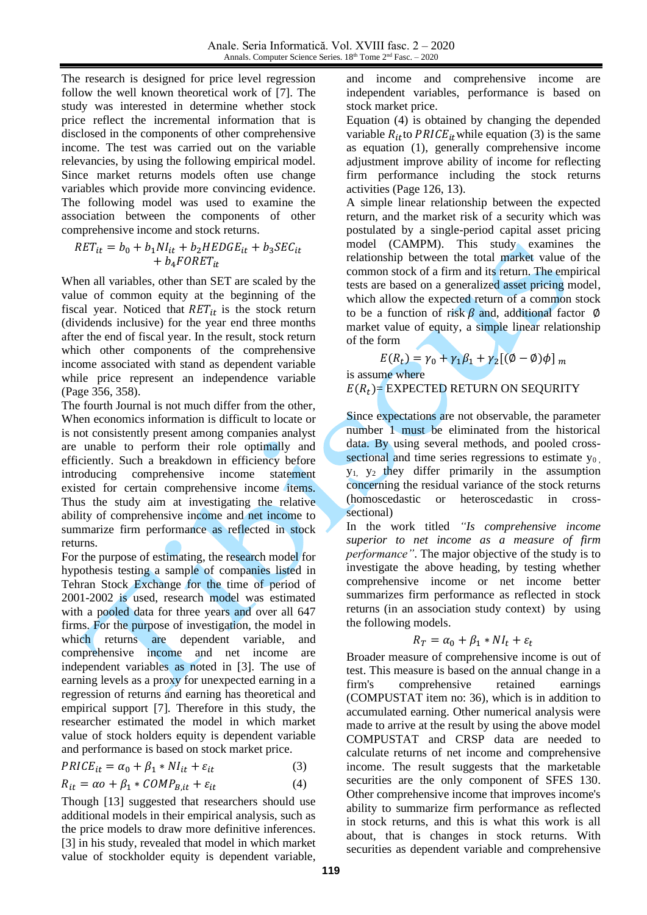The research is designed for price level regression follow the well known theoretical work of [7]. The study was interested in determine whether stock price reflect the incremental information that is disclosed in the components of other comprehensive income. The test was carried out on the variable relevancies, by using the following empirical model. Since market returns models often use change variables which provide more convincing evidence. The following model was used to examine the association between the components of other comprehensive income and stock returns.

$$RET_{it} = b_0 + b_1 NI_{it} + b_2 HEDGE_{it} + b_3 SEC_{it} + b_4 FORET_{it}$$

When all variables, other than SET are scaled by the value of common equity at the beginning of the fiscal year. Noticed that $RET_{it}$ is the stock return (dividends inclusive) for the year end three months after the end of fiscal year. In the result, stock return which other components of the comprehensive income associated with stand as dependent variable while price represent an independence variable (Page 356, 358).

The fourth Journal is not much differ from the other, When economics information is difficult to locate or is not consistently present among companies analyst are unable to perform their role optimally and efficiently. Such a breakdown in efficiency before introducing comprehensive income statement existed for certain comprehensive income items. Thus the study aim at investigating the relative ability of comprehensive income and net income to summarize firm performance as reflected in stock returns.

For the purpose of estimating, the research model for hypothesis testing a sample of companies listed in Tehran Stock Exchange for the time of period of 2001-2002 is used, research model was estimated with a pooled data for three years and over all 647 firms. For the purpose of investigation, the model in which returns are dependent variable, and comprehensive income and net income are independent variables as noted in [3]. The use of earning levels as a proxy for unexpected earning in a regression of returns and earning has theoretical and empirical support [7]. Therefore in this study, the researcher estimated the model in which market value of stock holders equity is dependent variable and performance is based on stock market price.

$$PRICE_{it} = \alpha_0 + \beta_1 * NI_{it} + \varepsilon_{it} \quad (3)$$

$$R_{it} = \alpha o + \beta_1 * COMP_{B,it} + \varepsilon_{it} \quad (4)$$

Though [13] suggested that researchers should use additional models in their empirical analysis, such as the price models to draw more definitive inferences. [3] in his study, revealed that model in which market value of stockholder equity is dependent variable, and income and comprehensive income are independent variables, performance is based on stock market price.

Equation (4) is obtained by changing the depended variable $R_{it}$ to $PRICE_{it}$ while equation (3) is the same as equation (1), generally comprehensive income adjustment improve ability of income for reflecting firm performance including the stock returns activities (Page 126, 13).

A simple linear relationship between the expected return, and the market risk of a security which was postulated by a single-period capital asset pricing model (CAMPM). This study examines the relationship between the total market value of the common stock of a firm and its return. The empirical tests are based on a generalized asset pricing model, which allow the expected return of a common stock to be a function of risk $\beta$ and, additional factor $\emptyset$ market value of equity, a simple linear relationship of the form

$$E(R_t) = \gamma_0 + \gamma_1 \beta_1 + \gamma_2 [(\emptyset - \emptyset)\phi]_m$$

is assume where

$E(R_t)$= EXPECTED RETURN ON SEQURITY

Since expectations are not observable, the parameter number 1 must be eliminated from the historical data. By using several methods, and pooled cross-sectional and time series regressions to estimate $y_0$, $y_1$, $y_2$ they differ primarily in the assumption concerning the residual variance of the stock returns (homoscedastic or heteroscedastic in cross-sectional)

In the work titled *"Is comprehensive income superior to net income as a measure of firm performance"*. The major objective of the study is to investigate the above heading, by testing whether comprehensive income or net income better summarizes firm performance as reflected in stock returns (in an association study context) by using the following models.

$$R_T = \alpha_0 + \beta_1 * NI_t + \varepsilon_t$$

Broader measure of comprehensive income is out of test. This measure is based on the annual change in a firm's comprehensive retained earnings (COMPUSTAT item no: 36), which is in addition to accumulated earning. Other numerical analysis were made to arrive at the result by using the above model COMPUSTAT and CRSP data are needed to calculate returns of net income and comprehensive income. The result suggests that the marketable securities are the only component of SFES 130. Other comprehensive income that improves income's ability to summarize firm performance as reflected in stock returns, and this is what this work is all about, that is changes in stock returns. With securities as dependent variable and comprehensive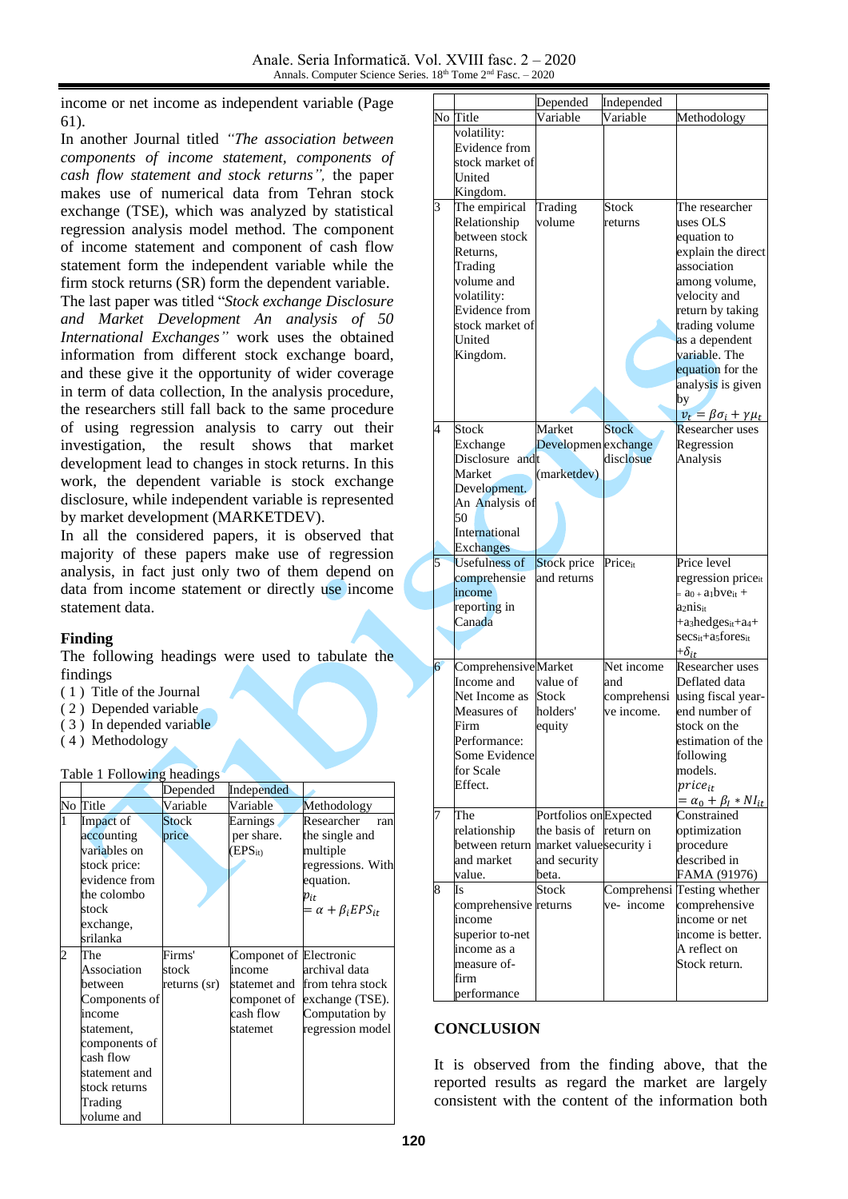income or net income as independent variable (Page 61).

In another Journal titled *"The association between components of income statement, components of cash flow statement and stock returns",* the paper makes use of numerical data from Tehran stock exchange (TSE), which was analyzed by statistical regression analysis model method. The component of income statement and component of cash flow statement form the independent variable while the firm stock returns (SR) form the dependent variable.

The last paper was titled "*Stock exchange Disclosure and Market Development An analysis of 50 International Exchanges"* work uses the obtained information from different stock exchange board, and these give it the opportunity of wider coverage in term of data collection, In the analysis procedure, the researchers still fall back to the same procedure of using regression analysis to carry out their investigation, the result shows that market development lead to changes in stock returns. In this work, the dependent variable is stock exchange disclosure, while independent variable is represented by market development (MARKETDEV).

In all the considered papers, it is observed that majority of these papers make use of regression analysis, in fact just only two of them depend on data from income statement or directly use income statement data.

**Finding**

The following headings were used to tabulate the findings

( 1 ) Title of the Journal
( 2 ) Depended variable
( 3 ) In depended variable
( 4 ) Methodology

Table 1 Following headings

| No | Title | Depended Variable | Independed Variable | Methodology |
|---|---|---|---|---|
| 1 | Impact of accounting variables on stock price: evidence from the colombo stock exchange, srilanka | Stock price | Earnings per share. ($EPS_{it}$) | Researcher ran the single and multiple regressions. With equation. $p_{it} = \alpha + \beta_i EPS_{it}$ |
| 2 | The Association between Components of income statement, components of cash flow statement and stock returns Trading volume and volatility: Evidence from stock market of United Kingdom. | Firms' stock returns (sr) | Componet of income statemet and componet of cash flow statemet | Electronic archival data from tehra stock exchange (TSE). Computation by regression model |
| 3 | The empirical Relationship between stock Returns, Trading volume and volatility: Evidence from stock market of United Kingdom. | Trading volume | Stock returns | The researcher uses OLS equation to explain the direct association among volume, velocity and return by taking trading volume as a dependent variable. The equation for the analysis is given by $v_t = \beta\sigma_i + \gamma\mu_t$ |
| 4 | Stock Exchange Disclosure and Market Development. An Analysis of 50 International Exchanges | Market Development (marketdev) | Stock exchange disclosue | Researcher uses Regression Analysis |
| 5 | Usefulness of comprehensie income reporting in Canada | Stock price and returns | $Price_{it}$ | Price level regression $price_{it} = a_0 + a_1 bve_{it} + a_2 nis_{it} + a_3 hedges_{it} + a_4 + secs_{it} + a_5 fores_{it} + \delta_{it}$ |
| 6 | Comprehensive Income and Net Income as Measures of Firm Performance: Some Evidence for Scale Effect. | Market value of Stock holders' equity | Net income and comprehensive income. | Researcher uses Deflated data using fiscal year-end number of stock on the estimation of the following models. $price_{it} = \alpha_0 + \beta_I * NI_{it}$ |
| 7 | The relationship between return and market value. | Portfolios on the basis of market value and security beta. | Expected return on security i | Constrained optimization procedure described in FAMA (91976) |
| 8 | Is comprehensive income superior to-net income as a measure of-firm performance | Stock returns | Comprehensive- income | Testing whether comprehensive income or net income is better. A reflect on Stock return. |

## CONCLUSION

It is observed from the finding above, that the reported results as regard the market are largely consistent with the content of the information both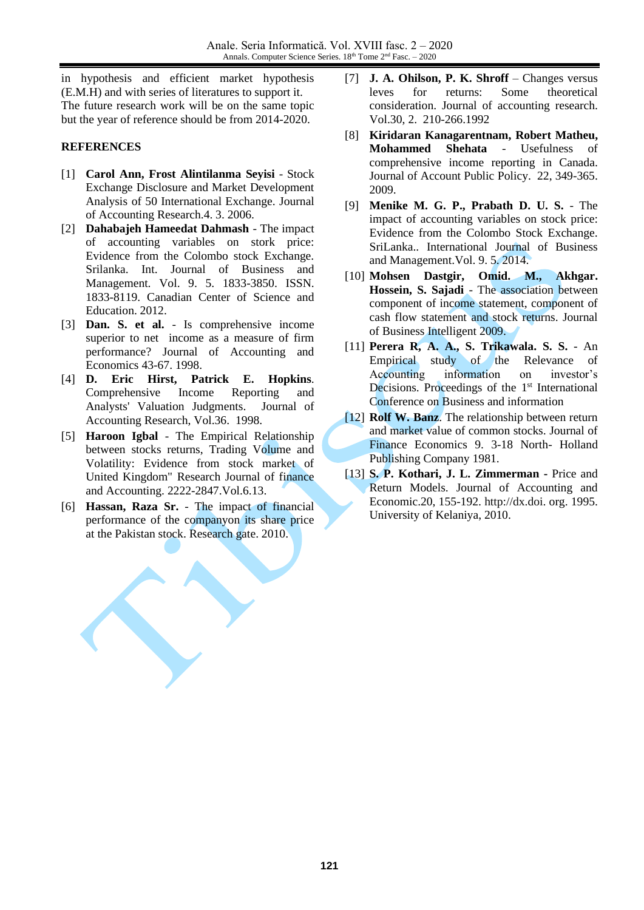in hypothesis and efficient market hypothesis (E.M.H) and with series of literatures to support it. The future research work will be on the same topic but the year of reference should be from 2014-2020.

## REFERENCES

[1] **Carol Ann, Frost Alintilanma Seyisi** - Stock Exchange Disclosure and Market Development Analysis of 50 International Exchange. Journal of Accounting Research.4. 3. 2006.

[2] **Dahabajeh Hameedat Dahmash** - The impact of accounting variables on stork price: Evidence from the Colombo stock Exchange. Srilanka. Int. Journal of Business and Management. Vol. 9. 5. 1833-3850. ISSN. 1833-8119. Canadian Center of Science and Education. 2012.

[3] **Dan. S. et al.** - Is comprehensive income superior to net income as a measure of firm performance? Journal of Accounting and Economics 43-67. 1998.

[4] **D. Eric Hirst, Patrick E. Hopkins**. Comprehensive Income Reporting and Analysts' Valuation Judgments. Journal of Accounting Research, Vol.36. 1998.

[5] **Haroon Igbal** - The Empirical Relationship between stocks returns, Trading Volume and Volatility: Evidence from stock market of United Kingdom" Research Journal of finance and Accounting. 2222-2847.Vol.6.13.

[6] **Hassan, Raza Sr.** - The impact of financial performance of the companyon its share price at the Pakistan stock. Research gate. 2010.

[7] **J. A. Ohilson, P. K. Shroff** – Changes versus leves for returns: Some theoretical consideration. Journal of accounting research. Vol.30, 2. 210-266.1992

[8] **Kiridaran Kanagarentnam, Robert Matheu, Mohammed Shehata** - Usefulness of comprehensive income reporting in Canada. Journal of Account Public Policy. 22, 349-365. 2009.

[9] **Menike M. G. P., Prabath D. U. S.** - The impact of accounting variables on stock price: Evidence from the Colombo Stock Exchange. SriLanka.. International Journal of Business and Management.Vol. 9. 5. 2014.

[10] **Mohsen Dastgir, Omid. M., Akhgar. Hossein, S. Sajadi** - The association between component of income statement, component of cash flow statement and stock returns. Journal of Business Intelligent 2009.

[11] **Perera R, A. A., S. Trikawala. S. S.** - An Empirical study of the Relevance of Accounting information on investor's Decisions. Proceedings of the 1st International Conference on Business and information

[12] **Rolf W. Banz**. The relationship between return and market value of common stocks. Journal of Finance Economics 9. 3-18 North- Holland Publishing Company 1981.

[13] **S. P. Kothari, J. L. Zimmerman** - Price and Return Models. Journal of Accounting and Economic.20, 155-192. http://dx.doi. org. 1995. University of Kelaniya, 2010.